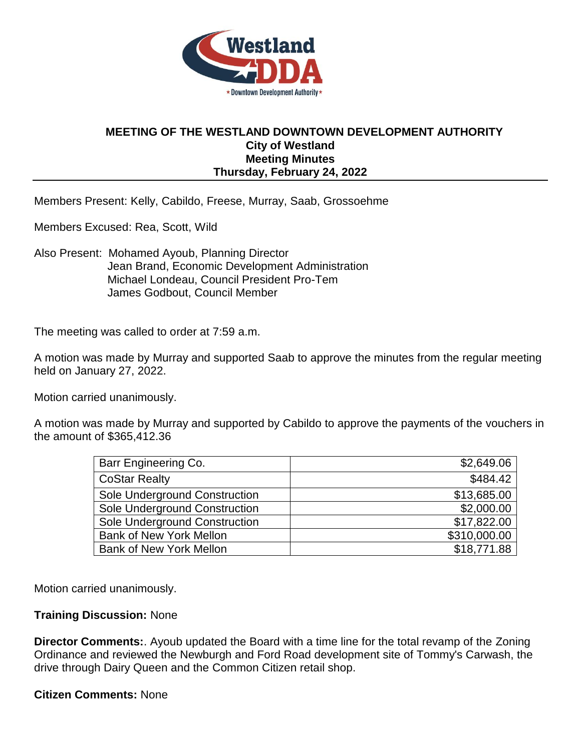**MEETING OF THE WESTLAND DOWNTOWN DEVELOPMENT AUTHORITY**
**City of Westland**
**Meeting Minutes**
**Thursday, February 24, 2022**

Members Present: Kelly, Cabildo, Freese, Murray, Saab, Grossoehme

Members Excused: Rea, Scott, Wild

Also Present: Mohamed Ayoub, Planning Director
Jean Brand, Economic Development Administration
Michael Londeau, Council President Pro-Tem
James Godbout, Council Member

The meeting was called to order at 7:59 a.m.

A motion was made by Murray and supported Saab to approve the minutes from the regular meeting held on January 27, 2022.

Motion carried unanimously.

A motion was made by Murray and supported by Cabildo to approve the payments of the vouchers in the amount of $365,412.36

| | |
|---|---:|
| Barr Engineering Co. | $2,649.06 |
| CoStar Realty | $484.42 |
| Sole Underground Construction | $13,685.00 |
| Sole Underground Construction | $2,000.00 |
| Sole Underground Construction | $17,822.00 |
| Bank of New York Mellon | $310,000.00 |
| Bank of New York Mellon | $18,771.88 |

Motion carried unanimously.

**Training Discussion:** None

**Director Comments:**. Ayoub updated the Board with a time line for the total revamp of the Zoning Ordinance and reviewed the Newburgh and Ford Road development site of Tommy's Carwash, the drive through Dairy Queen and the Common Citizen retail shop.

**Citizen Comments:** None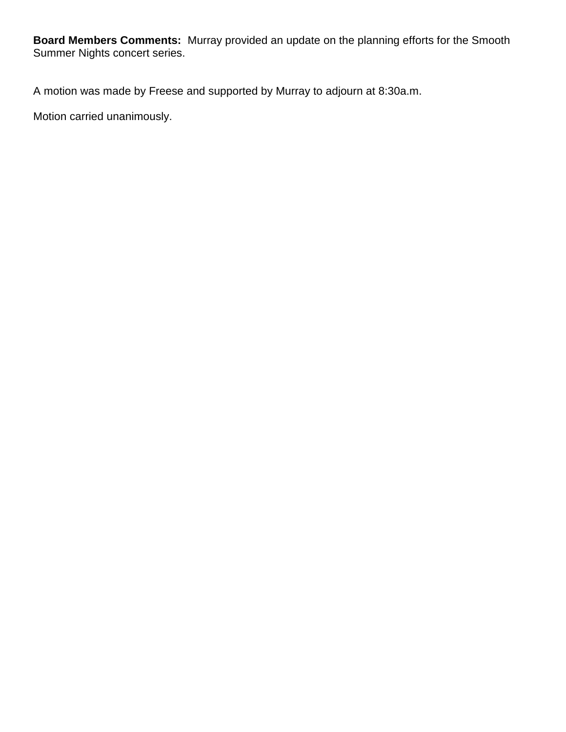**Board Members Comments:** Murray provided an update on the planning efforts for the Smooth Summer Nights concert series.

A motion was made by Freese and supported by Murray to adjourn at 8:30a.m.

Motion carried unanimously.